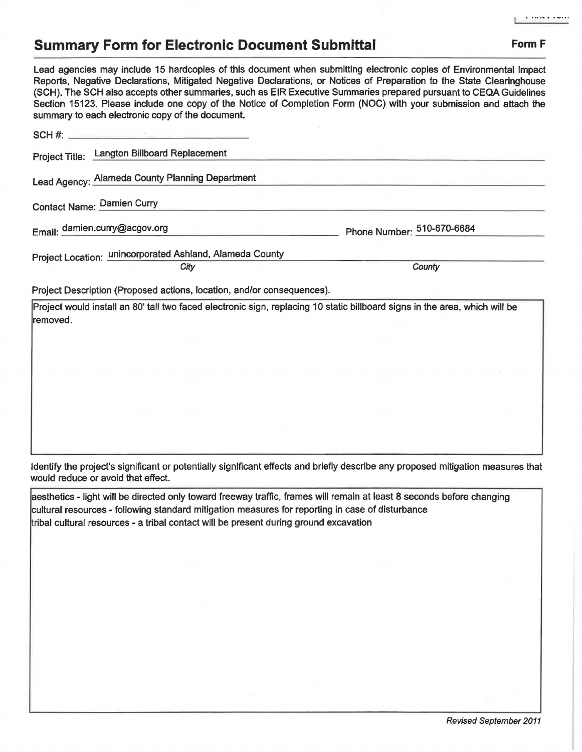## Summary Form for Electronic Document Submittal

**Form F**

**Lead agencies may include 15 hardcopies of this document when submitting electronic copies of Environmental Impact Reports, Negative Declarations, Mitigated Negative Declarations, or Notices of Preparation to the State Clearinghouse (SCH). The SCH also accepts other summaries, such as EIR Executive Summaries prepared pursuant to CEQA Guidelines Section 15123. Please include one copy of the Notice of Completion Form (NOC) with your submission and attach the summary to each electronic copy of the document.**

SCH #: ______________________

Project Title: Langton Billboard Replacement

Lead Agency: Alameda County Planning Department

Contact Name: Damien Curry

Email: damien.curry@acgov.org　　　Phone Number: 510-670-6684

Project Location: unincorporated Ashland, Alameda County

*City*　　　*County*

Project Description (Proposed actions, location, and/or consequences).

Project would install an 80' tall two faced electronic sign, replacing 10 static billboard signs in the area, which will be removed.

Identify the project's significant or potentially significant effects and briefly describe any proposed mitigation measures that would reduce or avoid that effect.

aesthetics - light will be directed only toward freeway traffic, frames will remain at least 8 seconds before changing
cultural resources - following standard mitigation measures for reporting in case of disturbance
tribal cultural resources - a tribal contact will be present during ground excavation

*Revised September 2011*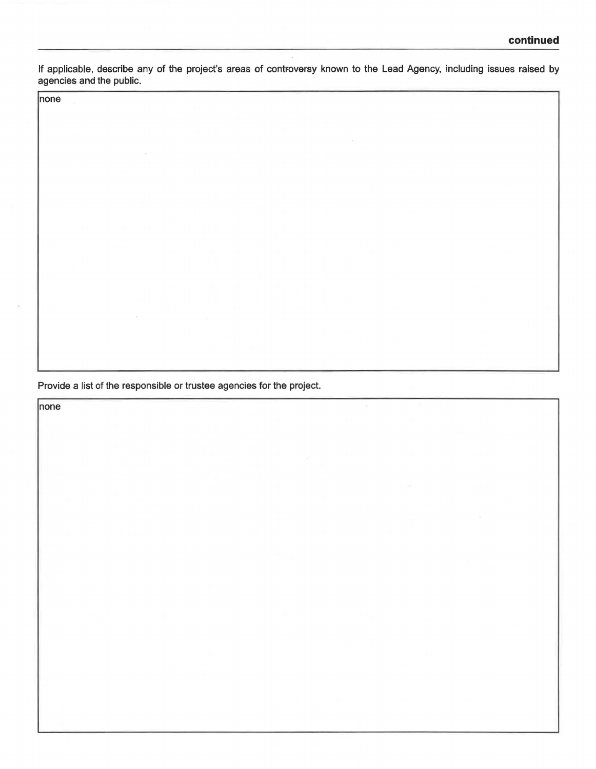**continued**

If applicable, describe any of the project's areas of controversy known to the Lead Agency, including issues raised by agencies and the public.

none

Provide a list of the responsible or trustee agencies for the project.

none